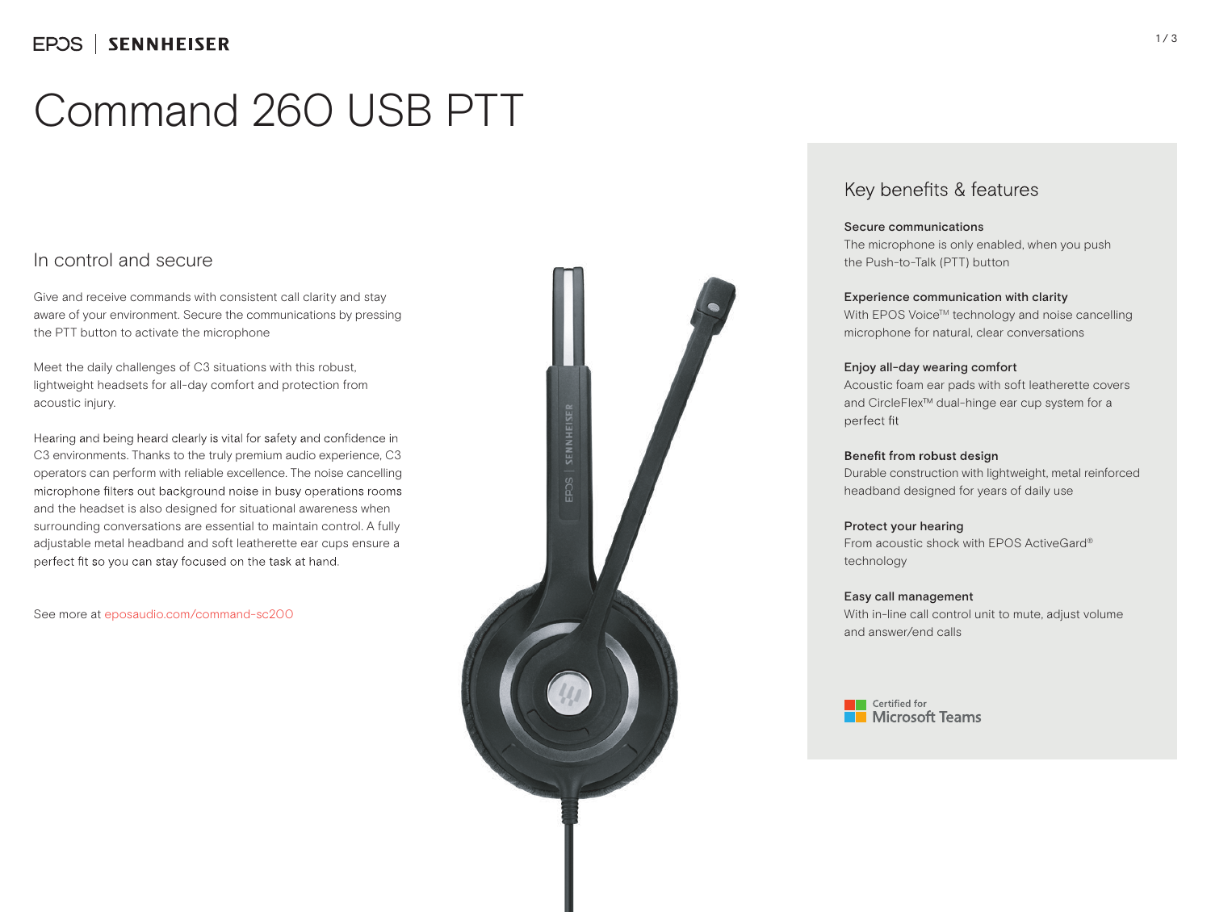EPOS | SENNHEISER

# Command 260 USB PTT

## In control and secure

Give and receive commands with consistent call clarity and stay aware of your environment. Secure the communications by pressing the PTT button to activate the microphone

Meet the daily challenges of C3 situations with this robust, lightweight headsets for all-day comfort and protection from acoustic injury.

Hearing and being heard clearly is vital for safety and confidence in C3 environments. Thanks to the truly premium audio experience, C3 operators can perform with reliable excellence. The noise cancelling microphone filters out background noise in busy operations rooms and the headset is also designed for situational awareness when surrounding conversations are essential to maintain control. A fully adjustable metal headband and soft leatherette ear cups ensure a perfect fit so you can stay focused on the task at hand.

See more at eposaudio.com/command-sc200

## Key benefits & features

**Secure communications**
The microphone is only enabled, when you push the Push-to-Talk (PTT) button

**Experience communication with clarity**
With EPOS Voice™ technology and noise cancelling microphone for natural, clear conversations

**Enjoy all-day wearing comfort**
Acoustic foam ear pads with soft leatherette covers and CircleFlex™ dual-hinge ear cup system for a perfect fit

**Benefit from robust design**
Durable construction with lightweight, metal reinforced headband designed for years of daily use

**Protect your hearing**
From acoustic shock with EPOS ActiveGard® technology

**Easy call management**
With in-line call control unit to mute, adjust volume and answer/end calls

Certified for Microsoft Teams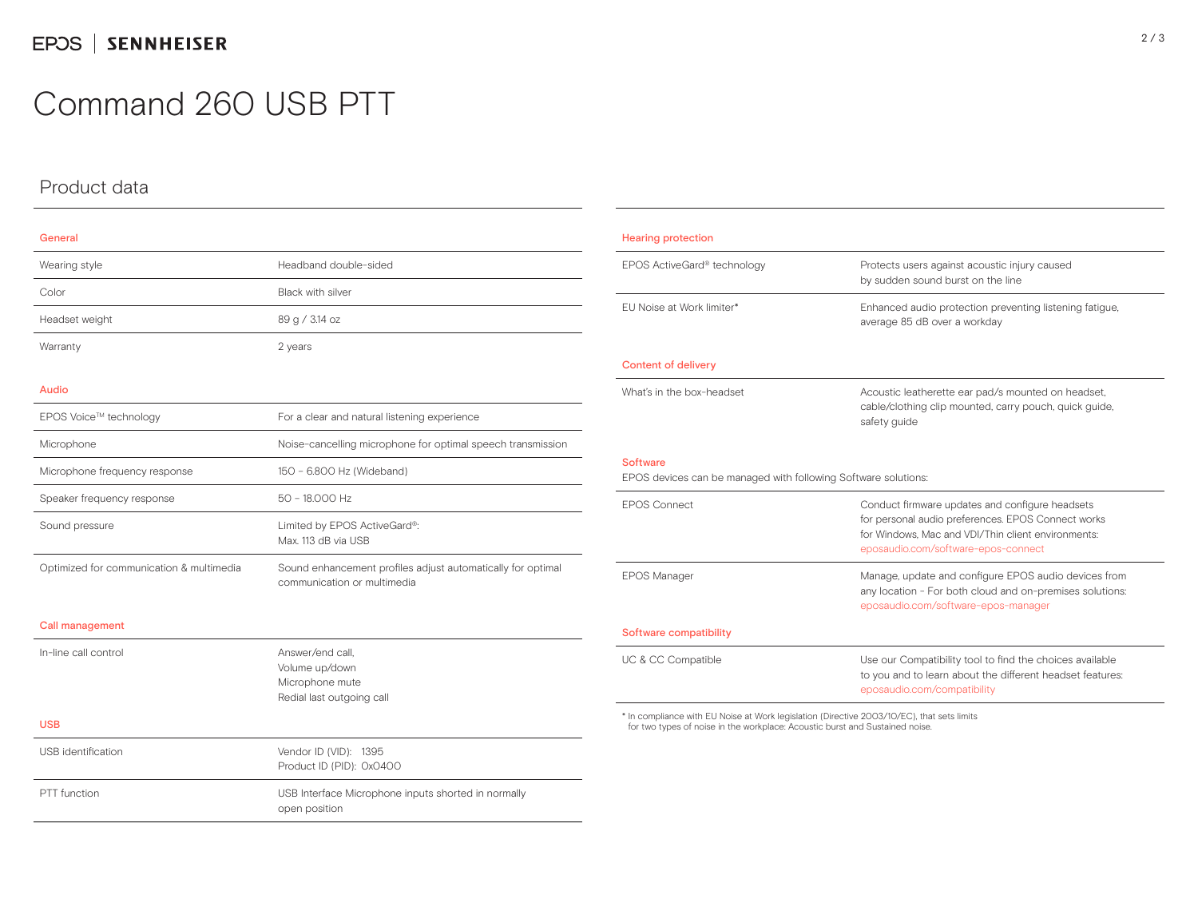# Command 260 USB PTT

## Product data

### General

| | |
|---|---|
| Wearing style | Headband double-sided |
| Color | Black with silver |
| Headset weight | 89 g / 3.14 oz |
| Warranty | 2 years |

### Audio

| | |
|---|---|
| EPOS Voice™ technology | For a clear and natural listening experience |
| Microphone | Noise-cancelling microphone for optimal speech transmission |
| Microphone frequency response | 150 – 6.800 Hz (Wideband) |
| Speaker frequency response | 50 – 18.000 Hz |
| Sound pressure | Limited by EPOS ActiveGard®: Max. 113 dB via USB |
| Optimized for communication & multimedia | Sound enhancement profiles adjust automatically for optimal communication or multimedia |

### Call management

| | |
|---|---|
| In-line call control | Answer/end call, Volume up/down, Microphone mute, Redial last outgoing call |

### USB

| | |
|---|---|
| USB identification | Vendor ID (VID): 1395<br>Product ID (PID): 0x0400 |
| PTT function | USB Interface Microphone inputs shorted in normally open position |

### Hearing protection

| | |
|---|---|
| EPOS ActiveGard® technology | Protects users against acoustic injury caused by sudden sound burst on the line |
| EU Noise at Work limiter* | Enhanced audio protection preventing listening fatigue, average 85 dB over a workday |

### Content of delivery

| | |
|---|---|
| What's in the box-headset | Acoustic leatherette ear pad/s mounted on headset, cable/clothing clip mounted, carry pouch, quick guide, safety guide |

### Software

EPOS devices can be managed with following Software solutions:

| | |
|---|---|
| EPOS Connect | Conduct firmware updates and configure headsets for personal audio preferences. EPOS Connect works for Windows, Mac and VDI/Thin client environments: eposaudio.com/software-epos-connect |
| EPOS Manager | Manage, update and configure EPOS audio devices from any location - For both cloud and on-premises solutions: eposaudio.com/software-epos-manager |

### Software compatibility

| | |
|---|---|
| UC & CC Compatible | Use our Compatibility tool to find the choices available to you and to learn about the different headset features: eposaudio.com/compatibility |

* In compliance with EU Noise at Work legislation (Directive 2003/10/EC), that sets limits for two types of noise in the workplace: Acoustic burst and Sustained noise.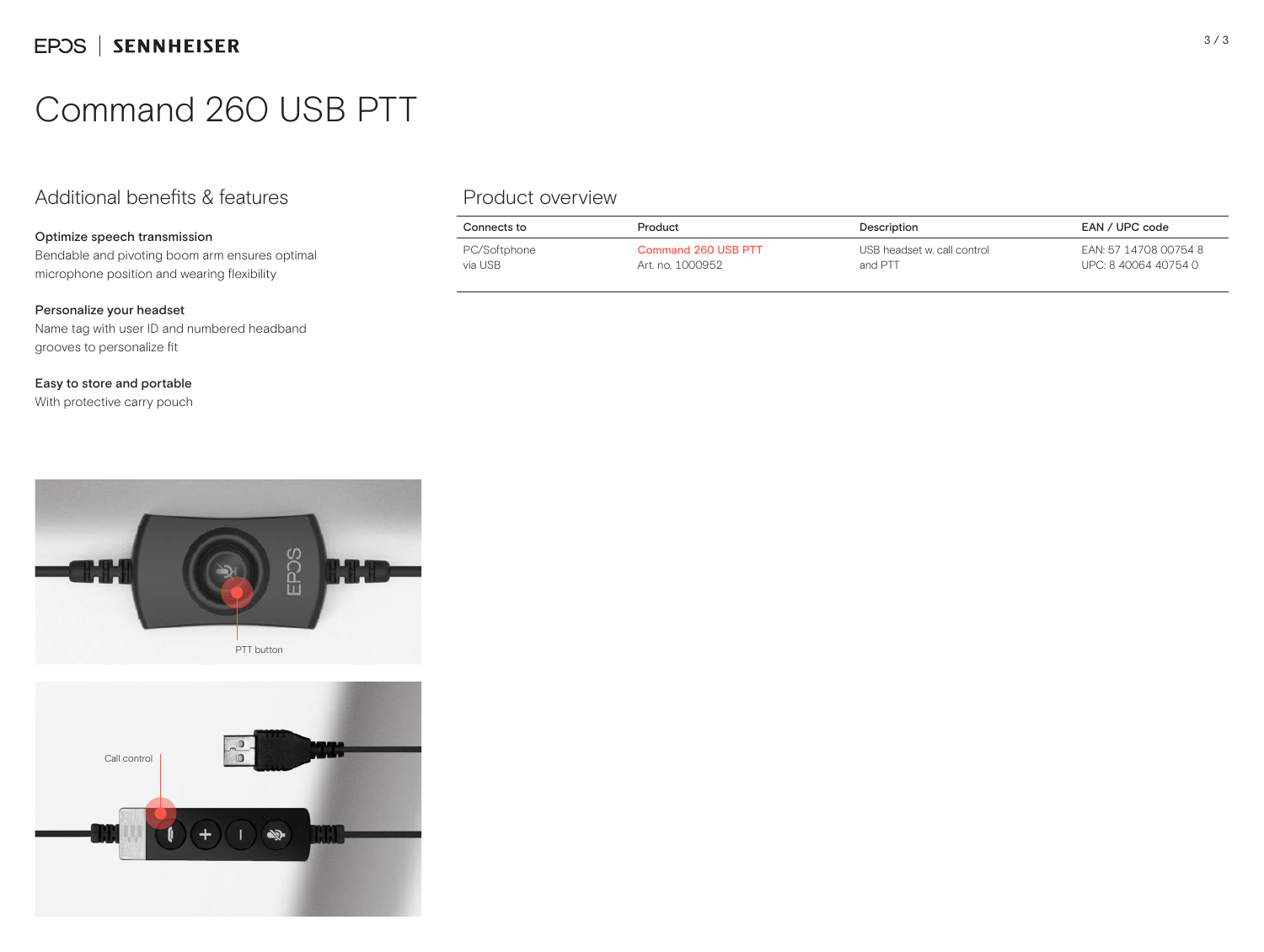# Command 260 USB PTT

## Additional benefits & features

**Optimize speech transmission**
Bendable and pivoting boom arm ensures optimal microphone position and wearing flexibility

**Personalize your headset**
Name tag with user ID and numbered headband grooves to personalize fit

**Easy to store and portable**
With protective carry pouch

PTT button

Call control

## Product overview

| Connects to | Product | Description | EAN / UPC code |
|---|---|---|---|
| PC/Softphone via USB | Command 260 USB PTT Art. no. 1000952 | USB headset w. call control and PTT | EAN: 57 14708 00754 8 UPC: 8 40064 40754 0 |